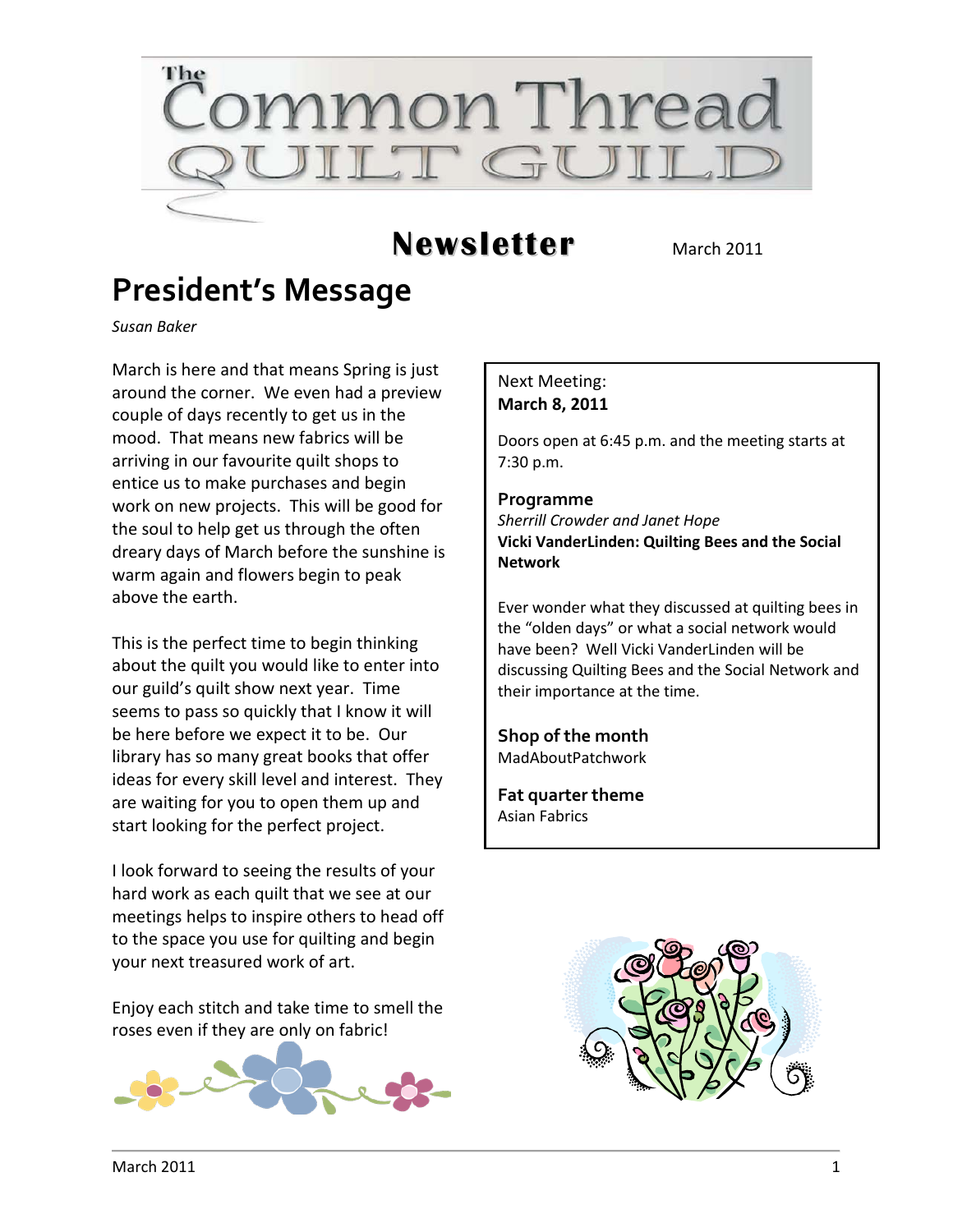# The Common Thread Quilt Guild

## Newsletter

March 2011

# President's Message

*Susan Baker*

March is here and that means Spring is just around the corner. We even had a preview couple of days recently to get us in the mood. That means new fabrics will be arriving in our favourite quilt shops to entice us to make purchases and begin work on new projects. This will be good for the soul to help get us through the often dreary days of March before the sunshine is warm again and flowers begin to peak above the earth.

This is the perfect time to begin thinking about the quilt you would like to enter into our guild's quilt show next year. Time seems to pass so quickly that I know it will be here before we expect it to be. Our library has so many great books that offer ideas for every skill level and interest. They are waiting for you to open them up and start looking for the perfect project.

I look forward to seeing the results of your hard work as each quilt that we see at our meetings helps to inspire others to head off to the space you use for quilting and begin your next treasured work of art.

Enjoy each stitch and take time to smell the roses even if they are only on fabric!

---

Next Meeting:
**March 8, 2011**

Doors open at 6:45 p.m. and the meeting starts at 7:30 p.m.

**Programme**

*Sherrill Crowder and Janet Hope*

**Vicki VanderLinden: Quilting Bees and the Social Network**

Ever wonder what they discussed at quilting bees in the "olden days" or what a social network would have been? Well Vicki VanderLinden will be discussing Quilting Bees and the Social Network and their importance at the time.

**Shop of the month**

MadAboutPatchwork

**Fat quarter theme**

Asian Fabrics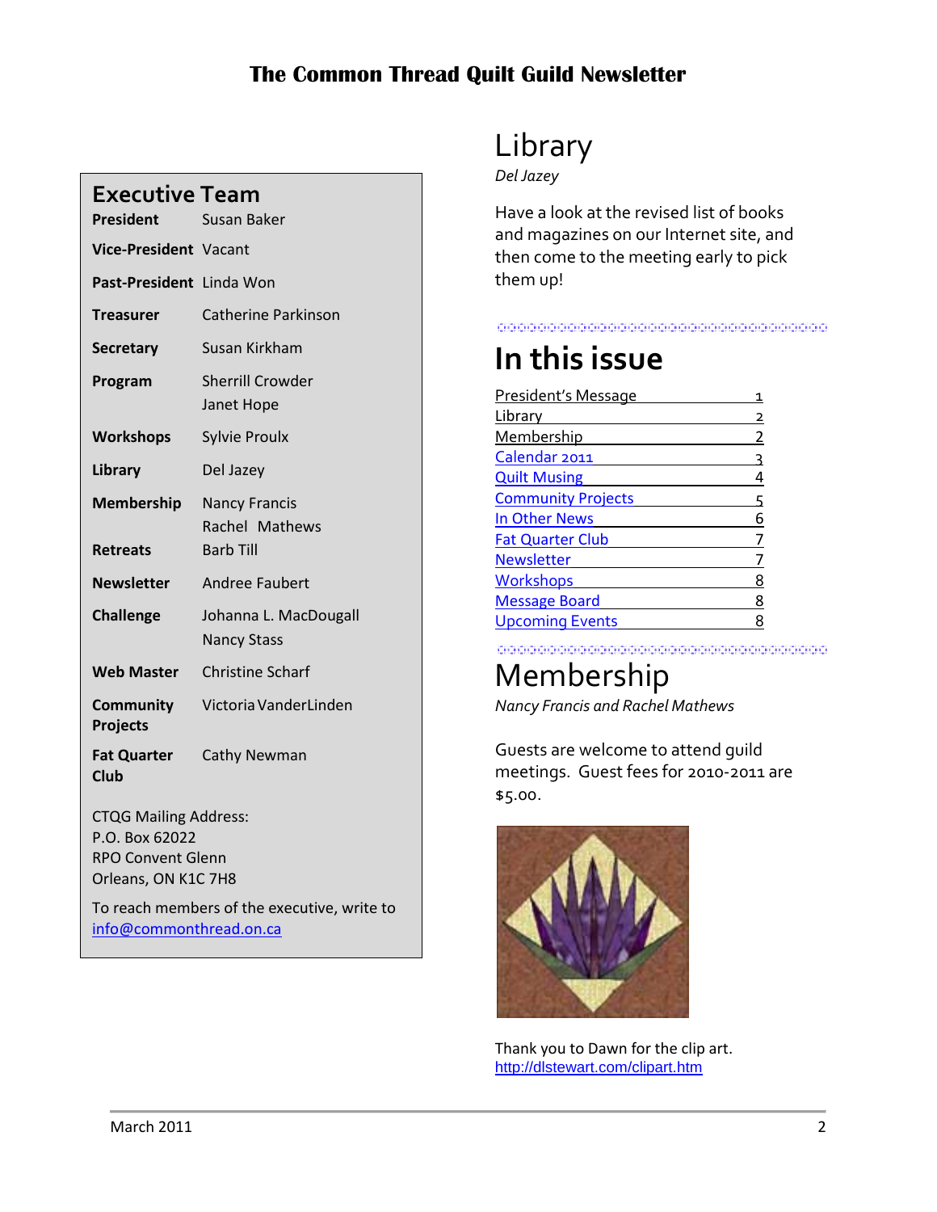## Executive Team

| Role | Name |
|---|---|
| **President** | Susan Baker |
| **Vice-President** | Vacant |
| **Past-President** | Linda Won |
| **Treasurer** | Catherine Parkinson |
| **Secretary** | Susan Kirkham |
| **Program** | Sherrill Crowder<br>Janet Hope |
| **Workshops** | Sylvie Proulx |
| **Library** | Del Jazey |
| **Membership** | Nancy Francis<br>Rachel Mathews |
| **Retreats** | Barb Till |
| **Newsletter** | Andree Faubert |
| **Challenge** | Johanna L. MacDougall<br>Nancy Stass |
| **Web Master** | Christine Scharf |
| **Community Projects** | Victoria VanderLinden |
| **Fat Quarter Club** | Cathy Newman |

CTQG Mailing Address:
P.O. Box 62022
RPO Convent Glenn
Orleans, ON K1C 7H8

To reach members of the executive, write to info@commonthread.on.ca

# Library

*Del Jazey*

Have a look at the revised list of books and magazines on our Internet site, and then come to the meeting early to pick them up!

# In this issue

| Section | Page |
|---|---|
| President's Message | 1 |
| Library | 2 |
| Membership | 2 |
| Calendar 2011 | 3 |
| Quilt Musing | 4 |
| Community Projects | 5 |
| In Other News | 6 |
| Fat Quarter Club | 7 |
| Newsletter | 7 |
| Workshops | 8 |
| Message Board | 8 |
| Upcoming Events | 8 |

# Membership

*Nancy Francis and Rachel Mathews*

Guests are welcome to attend guild meetings. Guest fees for 2010-2011 are $5.00.

Thank you to Dawn for the clip art.
http://dlstewart.com/clipart.htm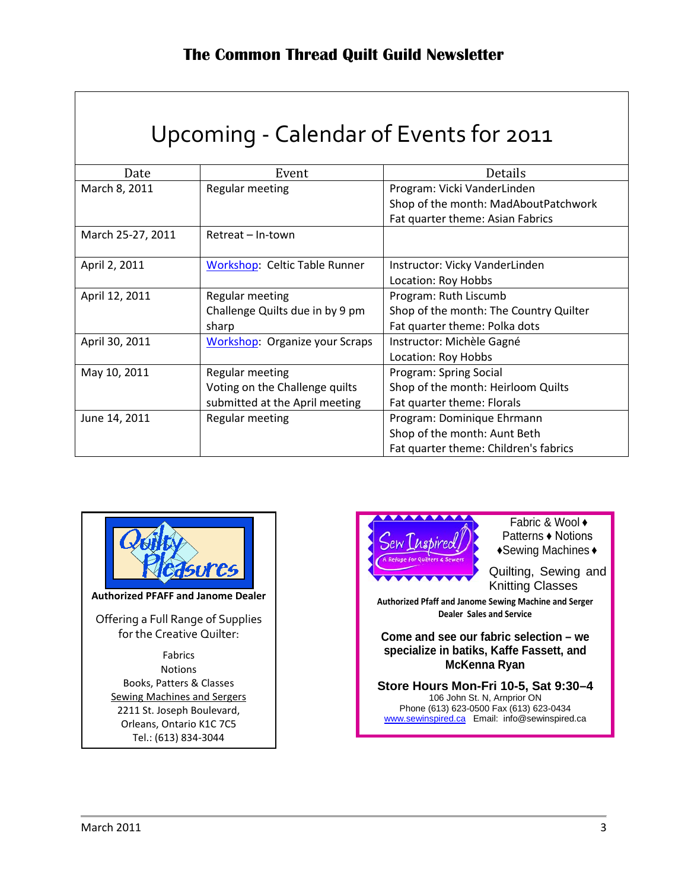# Upcoming - Calendar of Events for 2011

| Date | Event | Details |
|---|---|---|
| March 8, 2011 | Regular meeting | Program: Vicki VanderLinden<br>Shop of the month: MadAboutPatchwork<br>Fat quarter theme: Asian Fabrics |
| March 25-27, 2011 | Retreat – In-town | |
| April 2, 2011 | Workshop: Celtic Table Runner | Instructor: Vicky VanderLinden<br>Location: Roy Hobbs |
| April 12, 2011 | Regular meeting<br>Challenge Quilts due in by 9 pm sharp | Program: Ruth Liscumb<br>Shop of the month: The Country Quilter<br>Fat quarter theme: Polka dots |
| April 30, 2011 | Workshop: Organize your Scraps | Instructor: Michèle Gagné<br>Location: Roy Hobbs |
| May 10, 2011 | Regular meeting<br>Voting on the Challenge quilts submitted at the April meeting | Program: Spring Social<br>Shop of the month: Heirloom Quilts<br>Fat quarter theme: Florals |
| June 14, 2011 | Regular meeting | Program: Dominique Ehrmann<br>Shop of the month: Aunt Beth<br>Fat quarter theme: Children's fabrics |

Quilty Pleasures

**Authorized PFAFF and Janome Dealer**

Offering a Full Range of Supplies for the Creative Quilter:

Fabrics
Notions
Books, Patters & Classes
Sewing Machines and Sergers
2211 St. Joseph Boulevard,
Orleans, Ontario K1C 7C5
Tel.: (613) 834-3044

Sew Inspired — A Refuge for Quilters & Sewers

Fabric & Wool ♦ Patterns ♦ Notions ♦Sewing Machines ♦

Quilting, Sewing and Knitting Classes

**Authorized Pfaff and Janome Sewing Machine and Serger Dealer Sales and Service**

**Come and see our fabric selection – we specialize in batiks, Kaffe Fassett, and McKenna Ryan**

**Store Hours Mon-Fri 10-5, Sat 9:30–4**
106 John St. N, Arnprior ON
Phone (613) 623-0500 Fax (613) 623-0434
www.sewinspired.ca Email: info@sewinspired.ca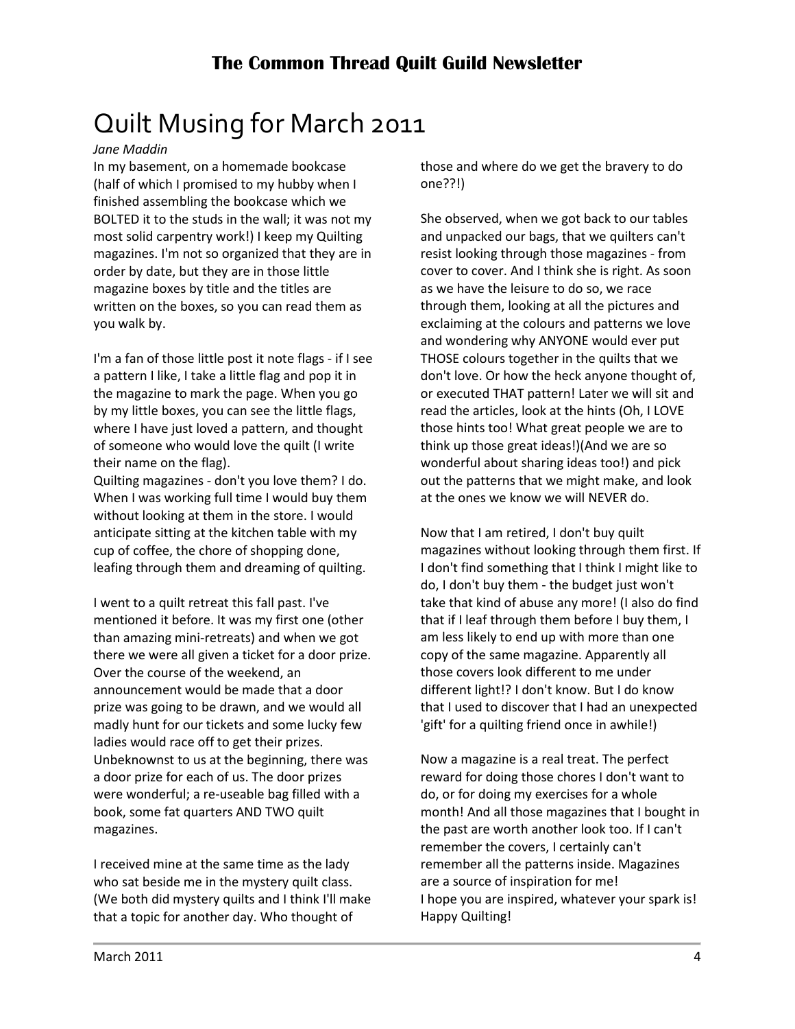# Quilt Musing for March 2011

*Jane Maddin*

In my basement, on a homemade bookcase (half of which I promised to my hubby when I finished assembling the bookcase which we BOLTED it to the studs in the wall; it was not my most solid carpentry work!) I keep my Quilting magazines. I'm not so organized that they are in order by date, but they are in those little magazine boxes by title and the titles are written on the boxes, so you can read them as you walk by.

I'm a fan of those little post it note flags - if I see a pattern I like, I take a little flag and pop it in the magazine to mark the page. When you go by my little boxes, you can see the little flags, where I have just loved a pattern, and thought of someone who would love the quilt (I write their name on the flag).

Quilting magazines - don't you love them? I do. When I was working full time I would buy them without looking at them in the store. I would anticipate sitting at the kitchen table with my cup of coffee, the chore of shopping done, leafing through them and dreaming of quilting.

I went to a quilt retreat this fall past. I've mentioned it before. It was my first one (other than amazing mini-retreats) and when we got there we were all given a ticket for a door prize. Over the course of the weekend, an announcement would be made that a door prize was going to be drawn, and we would all madly hunt for our tickets and some lucky few ladies would race off to get their prizes. Unbeknownst to us at the beginning, there was a door prize for each of us. The door prizes were wonderful; a re-useable bag filled with a book, some fat quarters AND TWO quilt magazines.

I received mine at the same time as the lady who sat beside me in the mystery quilt class. (We both did mystery quilts and I think I'll make that a topic for another day. Who thought of those and where do we get the bravery to do one??!)

She observed, when we got back to our tables and unpacked our bags, that we quilters can't resist looking through those magazines - from cover to cover. And I think she is right. As soon as we have the leisure to do so, we race through them, looking at all the pictures and exclaiming at the colours and patterns we love and wondering why ANYONE would ever put THOSE colours together in the quilts that we don't love. Or how the heck anyone thought of, or executed THAT pattern! Later we will sit and read the articles, look at the hints (Oh, I LOVE those hints too! What great people we are to think up those great ideas!)(And we are so wonderful about sharing ideas too!) and pick out the patterns that we might make, and look at the ones we know we will NEVER do.

Now that I am retired, I don't buy quilt magazines without looking through them first. If I don't find something that I think I might like to do, I don't buy them - the budget just won't take that kind of abuse any more! (I also do find that if I leaf through them before I buy them, I am less likely to end up with more than one copy of the same magazine. Apparently all those covers look different to me under different light!? I don't know. But I do know that I used to discover that I had an unexpected 'gift' for a quilting friend once in awhile!)

Now a magazine is a real treat. The perfect reward for doing those chores I don't want to do, or for doing my exercises for a whole month! And all those magazines that I bought in the past are worth another look too. If I can't remember the covers, I certainly can't remember all the patterns inside. Magazines are a source of inspiration for me!

I hope you are inspired, whatever your spark is!

Happy Quilting!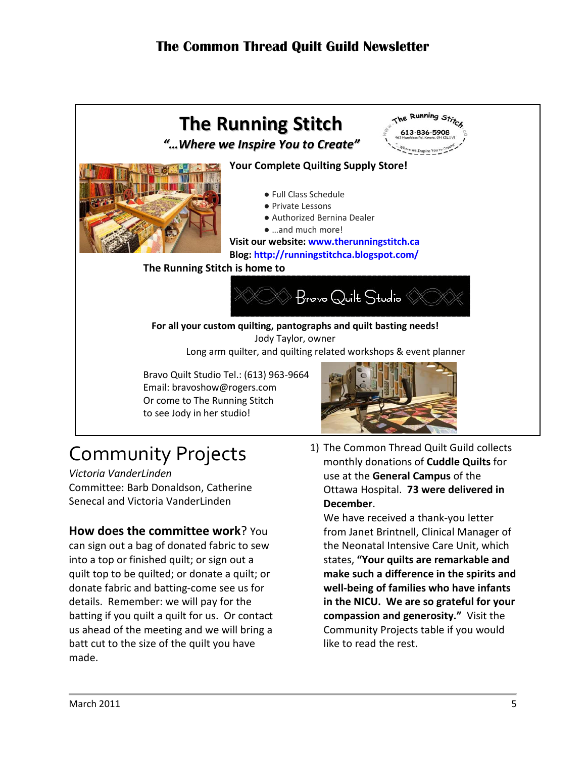## The Running Stitch

***"…Where we Inspire You to Create"***

**Your Complete Quilting Supply Store!**

- Full Class Schedule
- Private Lessons
- Authorized Bernina Dealer
- …and much more!

**Visit our website: www.therunningstitch.ca**

**Blog: http://runningstitchca.blogspot.com/**

**The Running Stitch is home to**

Bravo Quilt Studio

**For all your custom quilting, pantographs and quilt basting needs!**

Jody Taylor, owner

Long arm quilter, and quilting related workshops & event planner

Bravo Quilt Studio Tel.: (613) 963-9664
Email: bravoshow@rogers.com
Or come to The Running Stitch
to see Jody in her studio!

# Community Projects

*Victoria VanderLinden*
Committee: Barb Donaldson, Catherine Senecal and Victoria VanderLinden

**How does the committee work**? You can sign out a bag of donated fabric to sew into a top or finished quilt; or sign out a quilt top to be quilted; or donate a quilt; or donate fabric and batting-come see us for details. Remember: we will pay for the batting if you quilt a quilt for us. Or contact us ahead of the meeting and we will bring a batt cut to the size of the quilt you have made.

1) The Common Thread Quilt Guild collects monthly donations of **Cuddle Quilts** for use at the **General Campus** of the Ottawa Hospital. **73 were delivered in December**.
   We have received a thank-you letter from Janet Brintnell, Clinical Manager of the Neonatal Intensive Care Unit, which states, **"Your quilts are remarkable and make such a difference in the spirits and well-being of families who have infants in the NICU. We are so grateful for your compassion and generosity."** Visit the Community Projects table if you would like to read the rest.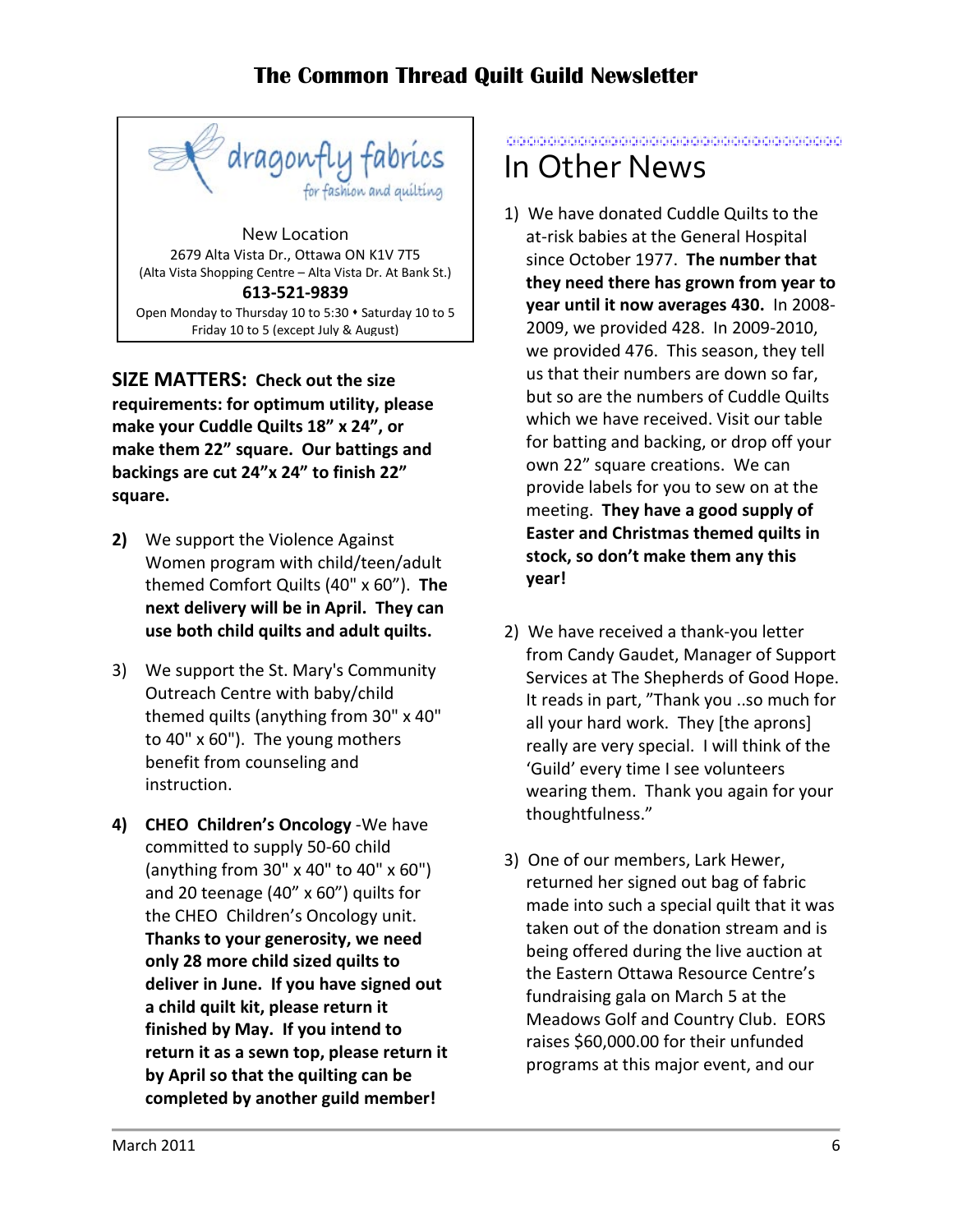dragonfly fabrics
for fashion and quilting

New Location
2679 Alta Vista Dr., Ottawa ON K1V 7T5
(Alta Vista Shopping Centre – Alta Vista Dr. At Bank St.)
**613-521-9839**
Open Monday to Thursday 10 to 5:30 • Saturday 10 to 5
Friday 10 to 5 (except July & August)

**SIZE MATTERS: Check out the size requirements: for optimum utility, please make your Cuddle Quilts 18" x 24", or make them 22" square. Our battings and backings are cut 24"x 24" to finish 22" square.**

**2)** We support the Violence Against Women program with child/teen/adult themed Comfort Quilts (40" x 60"). **The next delivery will be in April. They can use both child quilts and adult quilts.**

3) We support the St. Mary's Community Outreach Centre with baby/child themed quilts (anything from 30" x 40" to 40" x 60"). The young mothers benefit from counseling and instruction.

**4) CHEO Children's Oncology** -We have committed to supply 50-60 child (anything from 30" x 40" to 40" x 60") and 20 teenage (40" x 60") quilts for the CHEO Children's Oncology unit. **Thanks to your generosity, we need only 28 more child sized quilts to deliver in June. If you have signed out a child quilt kit, please return it finished by May. If you intend to return it as a sewn top, please return it by April so that the quilting can be completed by another guild member!**

# In Other News

1) We have donated Cuddle Quilts to the at-risk babies at the General Hospital since October 1977. **The number that they need there has grown from year to year until it now averages 430.** In 2008-2009, we provided 428. In 2009-2010, we provided 476. This season, they tell us that their numbers are down so far, but so are the numbers of Cuddle Quilts which we have received. Visit our table for batting and backing, or drop off your own 22" square creations. We can provide labels for you to sew on at the meeting. **They have a good supply of Easter and Christmas themed quilts in stock, so don't make them any this year!**

2) We have received a thank-you letter from Candy Gaudet, Manager of Support Services at The Shepherds of Good Hope. It reads in part, "Thank you ..so much for all your hard work. They [the aprons] really are very special. I will think of the 'Guild' every time I see volunteers wearing them. Thank you again for your thoughtfulness."

3) One of our members, Lark Hewer, returned her signed out bag of fabric made into such a special quilt that it was taken out of the donation stream and is being offered during the live auction at the Eastern Ottawa Resource Centre's fundraising gala on March 5 at the Meadows Golf and Country Club. EORS raises $60,000.00 for their unfunded programs at this major event, and our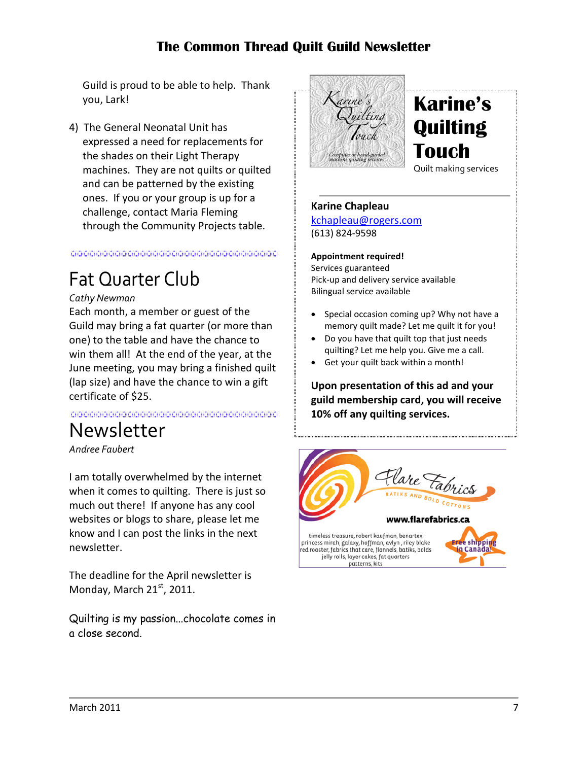Guild is proud to be able to help. Thank you, Lark!

4) The General Neonatal Unit has expressed a need for replacements for the shades on their Light Therapy machines. They are not quilts or quilted and can be patterned by the existing ones. If you or your group is up for a challenge, contact Maria Fleming through the Community Projects table.

# Fat Quarter Club

*Cathy Newman*

Each month, a member or guest of the Guild may bring a fat quarter (or more than one) to the table and have the chance to win them all! At the end of the year, at the June meeting, you may bring a finished quilt (lap size) and have the chance to win a gift certificate of $25.

# Newsletter

*Andree Faubert*

I am totally overwhelmed by the internet when it comes to quilting. There is just so much out there! If anyone has any cool websites or blogs to share, please let me know and I can post the links in the next newsletter.

The deadline for the April newsletter is Monday, March 21st, 2011.

Quilting is my passion…chocolate comes in a close second.

# Karine's Quilting Touch

Karine's Quilting Touch
Computer or hand-guided machine quilting services

Quilt making services

**Karine Chapleau**
kchapleau@rogers.com
(613) 824-9598

**Appointment required!**
Services guaranteed
Pick-up and delivery service available
Bilingual service available

- Special occasion coming up? Why not have a memory quilt made? Let me quilt it for you!
- Do you have that quilt top that just needs quilting? Let me help you. Give me a call.
- Get your quilt back within a month!

**Upon presentation of this ad and your guild membership card, you will receive 10% off any quilting services.**

Flare Fabrics
BATIKS AND BOLD COTTONS

**www.flarefabrics.ca**

timeless treasure, robert kaufman, benartex
princess mirah, galaxy, hoffman, avlyn, riley blake
red rooster, fabrics that care, flannels, batiks, bolds
jelly rolls, layer cakes, fat quarters
patterns, kits

Free shipping in Canada!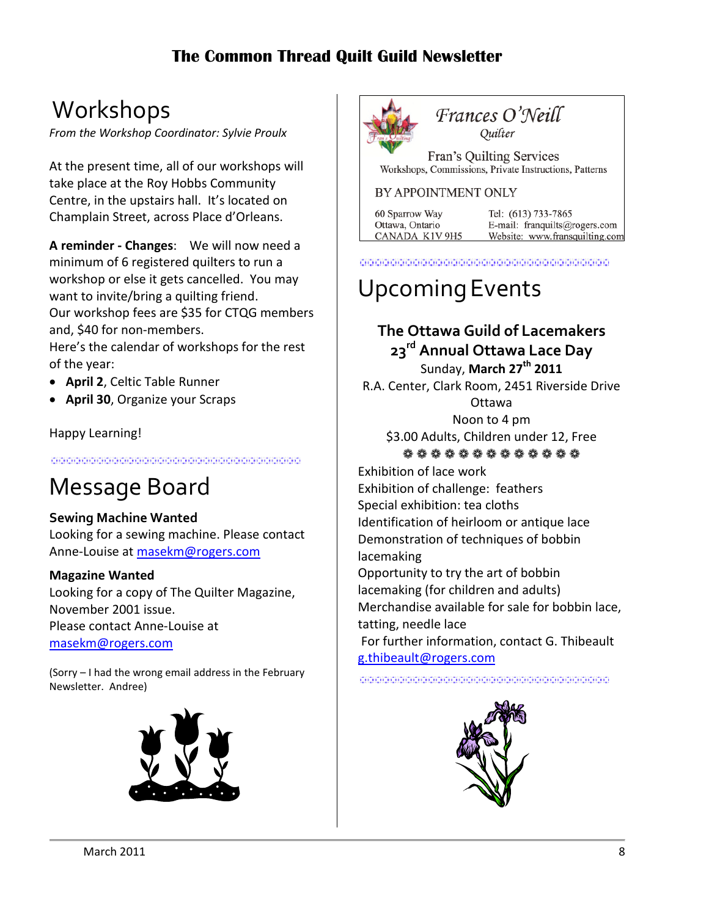# Workshops

*From the Workshop Coordinator: Sylvie Proulx*

At the present time, all of our workshops will take place at the Roy Hobbs Community Centre, in the upstairs hall. It's located on Champlain Street, across Place d'Orleans.

**A reminder - Changes**: We will now need a minimum of 6 registered quilters to run a workshop or else it gets cancelled. You may want to invite/bring a quilting friend.
Our workshop fees are $35 for CTQG members and, $40 for non-members.
Here's the calendar of workshops for the rest of the year:

- **April 2**, Celtic Table Runner
- **April 30**, Organize your Scraps

Happy Learning!

# Message Board

**Sewing Machine Wanted**
Looking for a sewing machine. Please contact Anne-Louise at masekm@rogers.com

**Magazine Wanted**
Looking for a copy of The Quilter Magazine, November 2001 issue.
Please contact Anne-Louise at masekm@rogers.com

(Sorry – I had the wrong email address in the February Newsletter. Andree)

*Frances O'Neill*
*Quilter*

Fran's Quilting Services
Workshops, Commissions, Private Instructions, Patterns

BY APPOINTMENT ONLY

60 Sparrow Way
Ottawa, Ontario
CANADA K1V 9H5

Tel: (613) 733-7865
E-mail: franquilts@rogers.com
Website: www.fransquilting.com

# Upcoming Events

**The Ottawa Guild of Lacemakers**
**23rd Annual Ottawa Lace Day**
Sunday, **March 27th 2011**
R.A. Center, Clark Room, 2451 Riverside Drive
Ottawa
Noon to 4 pm
$3.00 Adults, Children under 12, Free

Exhibition of lace work
Exhibition of challenge: feathers
Special exhibition: tea cloths
Identification of heirloom or antique lace
Demonstration of techniques of bobbin lacemaking
Opportunity to try the art of bobbin lacemaking (for children and adults)
Merchandise available for sale for bobbin lace, tatting, needle lace
For further information, contact G. Thibeault g.thibeault@rogers.com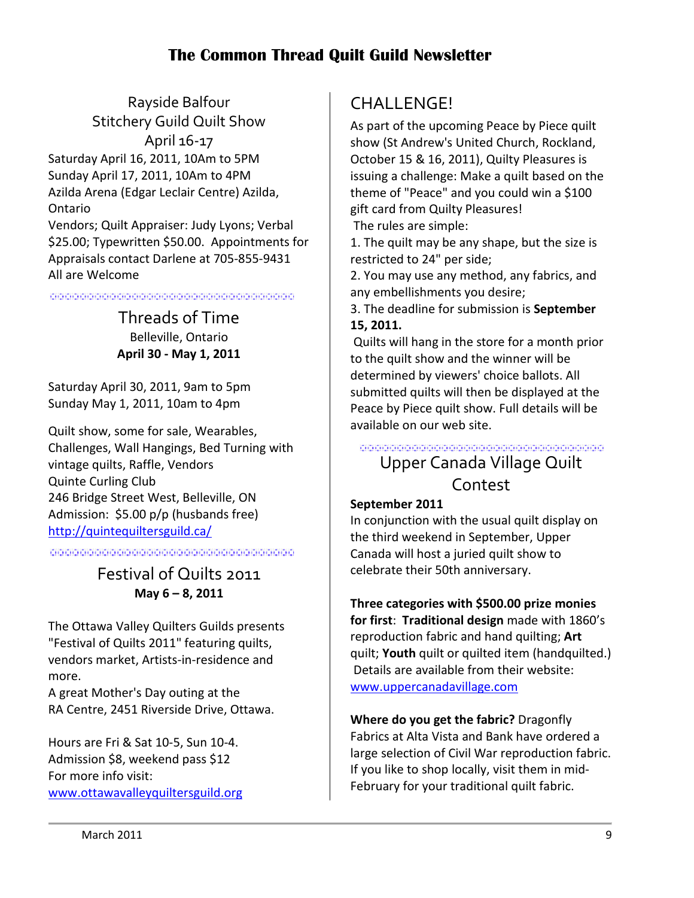## Rayside Balfour Stitchery Guild Quilt Show April 16-17

Saturday April 16, 2011, 10Am to 5PM
Sunday April 17, 2011, 10Am to 4PM
Azilda Arena (Edgar Leclair Centre) Azilda, Ontario
Vendors; Quilt Appraiser: Judy Lyons; Verbal $25.00; Typewritten $50.00. Appointments for Appraisals contact Darlene at 705-855-9431
All are Welcome

## Threads of Time

Belleville, Ontario
**April 30 - May 1, 2011**

Saturday April 30, 2011, 9am to 5pm
Sunday May 1, 2011, 10am to 4pm

Quilt show, some for sale, Wearables, Challenges, Wall Hangings, Bed Turning with vintage quilts, Raffle, Vendors
Quinte Curling Club
246 Bridge Street West, Belleville, ON
Admission: $5.00 p/p (husbands free)
http://quintequiltersguild.ca/

## Festival of Quilts 2011

**May 6 – 8, 2011**

The Ottawa Valley Quilters Guilds presents "Festival of Quilts 2011" featuring quilts, vendors market, Artists-in-residence and more.
A great Mother's Day outing at the RA Centre, 2451 Riverside Drive, Ottawa.

Hours are Fri & Sat 10-5, Sun 10-4.
Admission $8, weekend pass $12
For more info visit:
www.ottawavalleyquiltersguild.org

## CHALLENGE!

As part of the upcoming Peace by Piece quilt show (St Andrew's United Church, Rockland, October 15 & 16, 2011), Quilty Pleasures is issuing a challenge: Make a quilt based on the theme of "Peace" and you could win a $100 gift card from Quilty Pleasures!

The rules are simple:

1. The quilt may be any shape, but the size is restricted to 24" per side;
2. You may use any method, any fabrics, and any embellishments you desire;
3. The deadline for submission is **September 15, 2011.**

Quilts will hang in the store for a month prior to the quilt show and the winner will be determined by viewers' choice ballots. All submitted quilts will then be displayed at the Peace by Piece quilt show. Full details will be available on our web site.

## Upper Canada Village Quilt Contest

**September 2011**

In conjunction with the usual quilt display on the third weekend in September, Upper Canada will host a juried quilt show to celebrate their 50th anniversary.

**Three categories with $500.00 prize monies for first**: **Traditional design** made with 1860's reproduction fabric and hand quilting; **Art** quilt; **Youth** quilt or quilted item (handquilted.) Details are available from their website: www.uppercanadavillage.com

**Where do you get the fabric?** Dragonfly Fabrics at Alta Vista and Bank have ordered a large selection of Civil War reproduction fabric. If you like to shop locally, visit them in mid-February for your traditional quilt fabric.